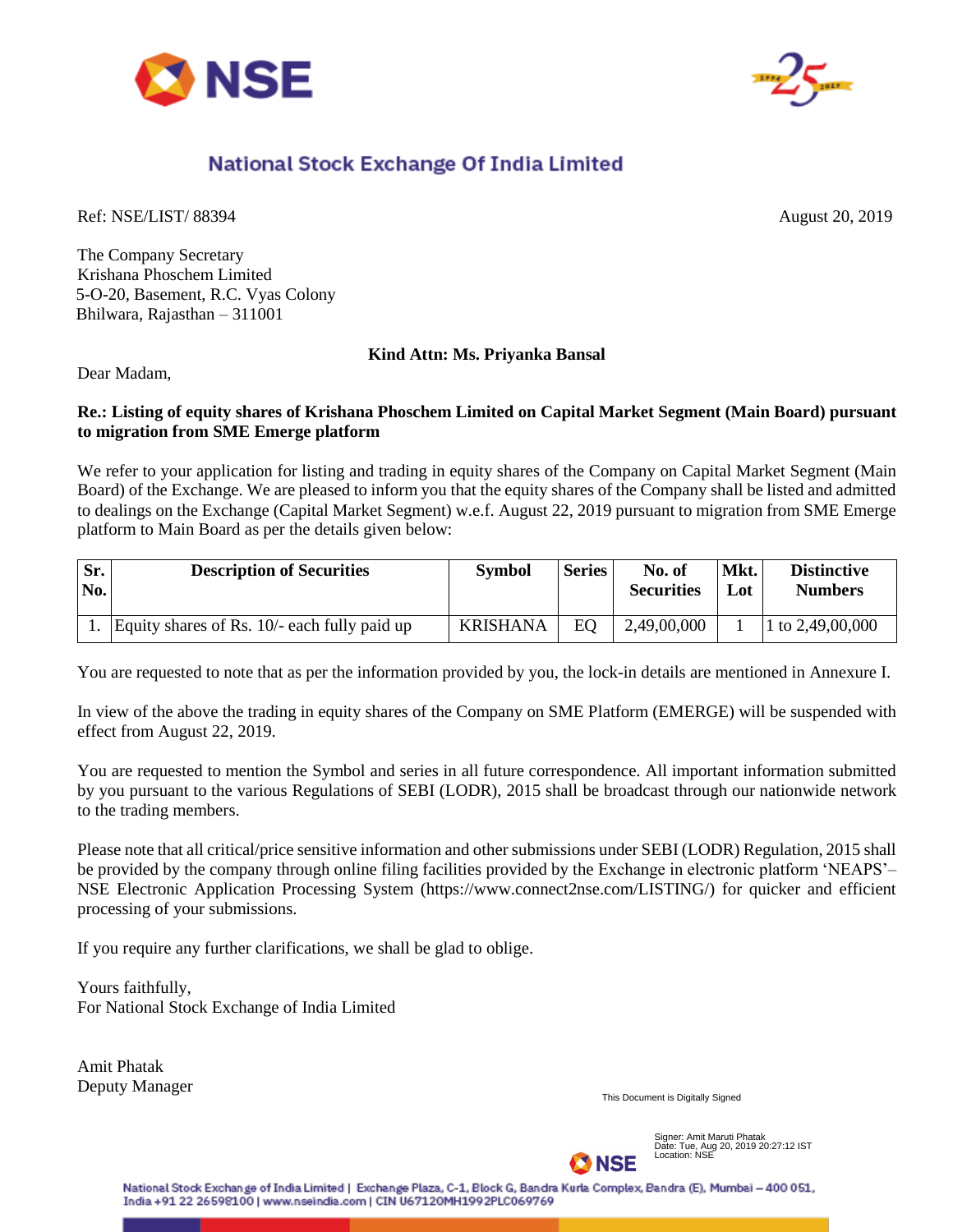# National Stock Exchange Of India Limited

Ref: NSE/LIST/ 88394

August 20, 2019

The Company Secretary
Krishana Phoschem Limited
5-O-20, Basement, R.C. Vyas Colony
Bhilwara, Rajasthan – 311001

**Kind Attn: Ms. Priyanka Bansal**

Dear Madam,

**Re.: Listing of equity shares of Krishana Phoschem Limited on Capital Market Segment (Main Board) pursuant to migration from SME Emerge platform**

We refer to your application for listing and trading in equity shares of the Company on Capital Market Segment (Main Board) of the Exchange. We are pleased to inform you that the equity shares of the Company shall be listed and admitted to dealings on the Exchange (Capital Market Segment) w.e.f. August 22, 2019 pursuant to migration from SME Emerge platform to Main Board as per the details given below:

| Sr. No. | Description of Securities | Symbol | Series | No. of Securities | Mkt. Lot | Distinctive Numbers |
|---|---|---|---|---|---|---|
| 1. | Equity shares of Rs. 10/- each fully paid up | KRISHANA | EQ | 2,49,00,000 | 1 | 1 to 2,49,00,000 |

You are requested to note that as per the information provided by you, the lock-in details are mentioned in Annexure I.

In view of the above the trading in equity shares of the Company on SME Platform (EMERGE) will be suspended with effect from August 22, 2019.

You are requested to mention the Symbol and series in all future correspondence. All important information submitted by you pursuant to the various Regulations of SEBI (LODR), 2015 shall be broadcast through our nationwide network to the trading members.

Please note that all critical/price sensitive information and other submissions under SEBI (LODR) Regulation, 2015 shall be provided by the company through online filing facilities provided by the Exchange in electronic platform 'NEAPS'– NSE Electronic Application Processing System (https://www.connect2nse.com/LISTING/) for quicker and efficient processing of your submissions.

If you require any further clarifications, we shall be glad to oblige.

Yours faithfully,
For National Stock Exchange of India Limited

Amit Phatak
Deputy Manager

This Document is Digitally Signed

Signer: Amit Maruti Phatak
Date: Tue, Aug 20, 2019 20:27:12 IST
Location: NSE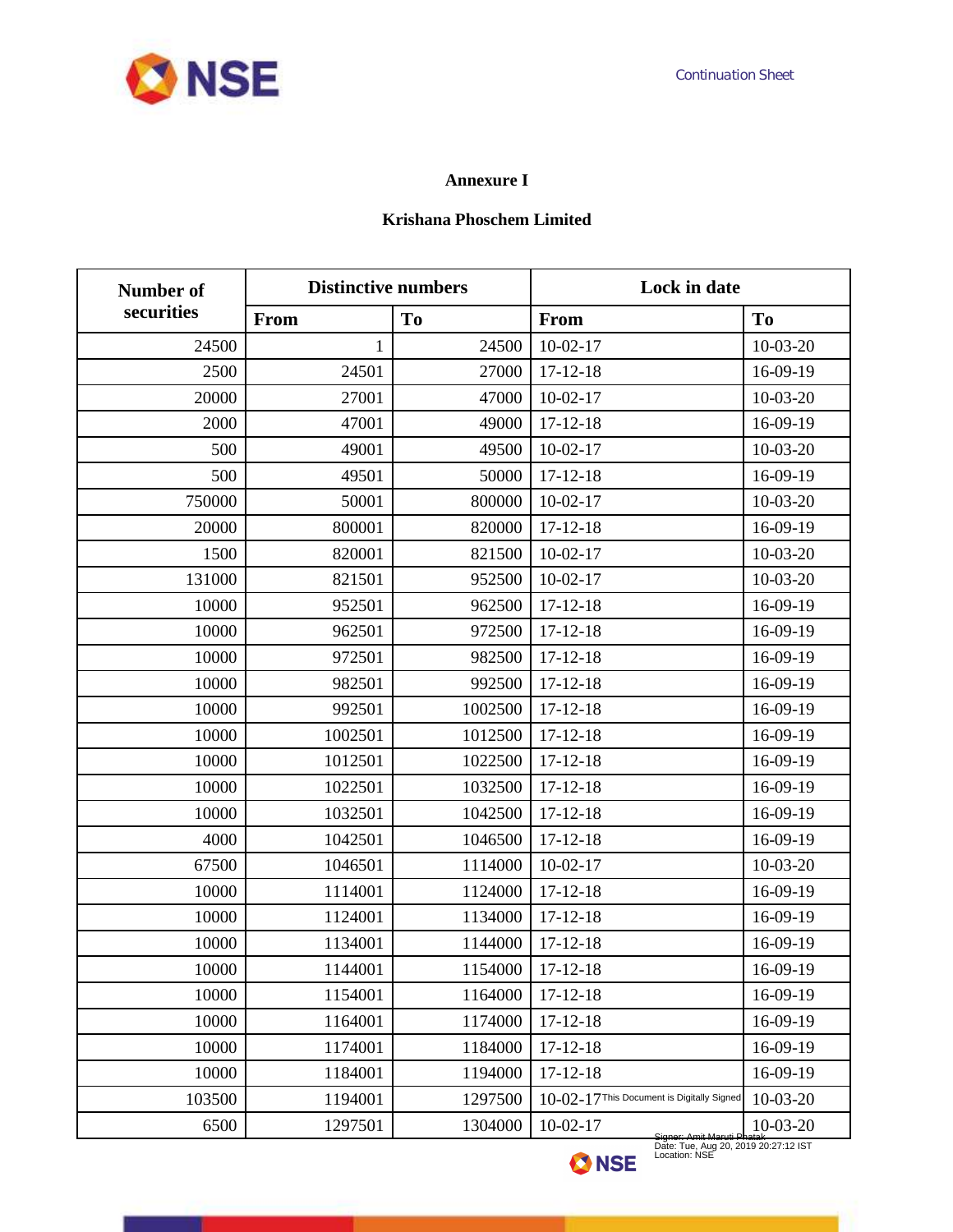**Annexure I**

**Krishana Phoschem Limited**

| Number of securities | Distinctive numbers | | Lock in date | |
|---|---|---|---|---|
| | From | To | From | To |
| 24500 | 1 | 24500 | 10-02-17 | 10-03-20 |
| 2500 | 24501 | 27000 | 17-12-18 | 16-09-19 |
| 20000 | 27001 | 47000 | 10-02-17 | 10-03-20 |
| 2000 | 47001 | 49000 | 17-12-18 | 16-09-19 |
| 500 | 49001 | 49500 | 10-02-17 | 10-03-20 |
| 500 | 49501 | 50000 | 17-12-18 | 16-09-19 |
| 750000 | 50001 | 800000 | 10-02-17 | 10-03-20 |
| 20000 | 800001 | 820000 | 17-12-18 | 16-09-19 |
| 1500 | 820001 | 821500 | 10-02-17 | 10-03-20 |
| 131000 | 821501 | 952500 | 10-02-17 | 10-03-20 |
| 10000 | 952501 | 962500 | 17-12-18 | 16-09-19 |
| 10000 | 962501 | 972500 | 17-12-18 | 16-09-19 |
| 10000 | 972501 | 982500 | 17-12-18 | 16-09-19 |
| 10000 | 982501 | 992500 | 17-12-18 | 16-09-19 |
| 10000 | 992501 | 1002500 | 17-12-18 | 16-09-19 |
| 10000 | 1002501 | 1012500 | 17-12-18 | 16-09-19 |
| 10000 | 1012501 | 1022500 | 17-12-18 | 16-09-19 |
| 10000 | 1022501 | 1032500 | 17-12-18 | 16-09-19 |
| 10000 | 1032501 | 1042500 | 17-12-18 | 16-09-19 |
| 4000 | 1042501 | 1046500 | 17-12-18 | 16-09-19 |
| 67500 | 1046501 | 1114000 | 10-02-17 | 10-03-20 |
| 10000 | 1114001 | 1124000 | 17-12-18 | 16-09-19 |
| 10000 | 1124001 | 1134000 | 17-12-18 | 16-09-19 |
| 10000 | 1134001 | 1144000 | 17-12-18 | 16-09-19 |
| 10000 | 1144001 | 1154000 | 17-12-18 | 16-09-19 |
| 10000 | 1154001 | 1164000 | 17-12-18 | 16-09-19 |
| 10000 | 1164001 | 1174000 | 17-12-18 | 16-09-19 |
| 10000 | 1174001 | 1184000 | 17-12-18 | 16-09-19 |
| 10000 | 1184001 | 1194000 | 17-12-18 | 16-09-19 |
| 103500 | 1194001 | 1297500 | 10-02-17 | 10-03-20 |
| 6500 | 1297501 | 1304000 | 10-02-17 | 10-03-20 |

This Document is Digitally Signed
Signer: Amit Maruti Phatak
Date: Tue, Aug 20, 2019 20:27:12 IST
Location: NSE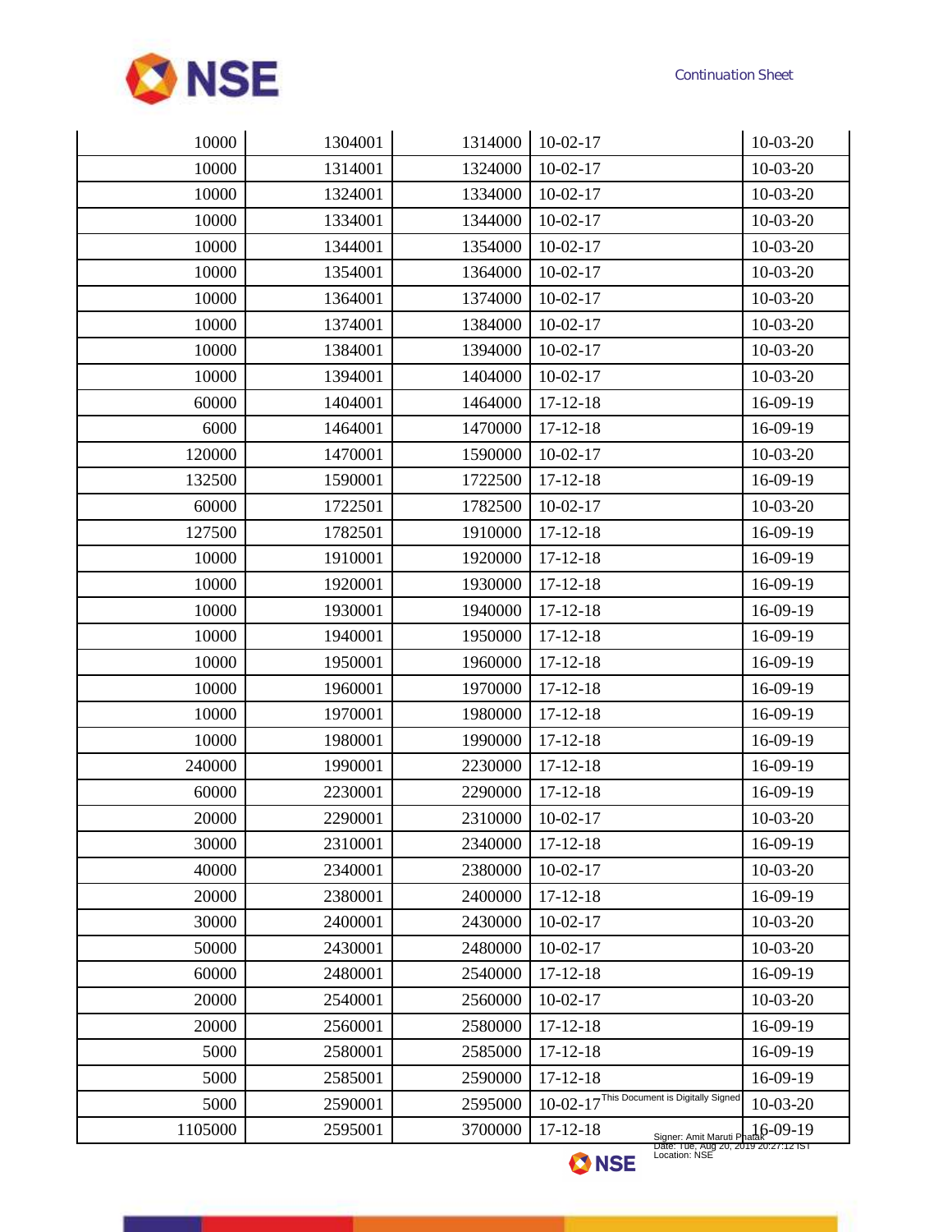Continuation Sheet

| | | | | |
|---|---|---|---|---|
| 10000 | 1304001 | 1314000 | 10-02-17 | 10-03-20 |
| 10000 | 1314001 | 1324000 | 10-02-17 | 10-03-20 |
| 10000 | 1324001 | 1334000 | 10-02-17 | 10-03-20 |
| 10000 | 1334001 | 1344000 | 10-02-17 | 10-03-20 |
| 10000 | 1344001 | 1354000 | 10-02-17 | 10-03-20 |
| 10000 | 1354001 | 1364000 | 10-02-17 | 10-03-20 |
| 10000 | 1364001 | 1374000 | 10-02-17 | 10-03-20 |
| 10000 | 1374001 | 1384000 | 10-02-17 | 10-03-20 |
| 10000 | 1384001 | 1394000 | 10-02-17 | 10-03-20 |
| 10000 | 1394001 | 1404000 | 10-02-17 | 10-03-20 |
| 60000 | 1404001 | 1464000 | 17-12-18 | 16-09-19 |
| 6000 | 1464001 | 1470000 | 17-12-18 | 16-09-19 |
| 120000 | 1470001 | 1590000 | 10-02-17 | 10-03-20 |
| 132500 | 1590001 | 1722500 | 17-12-18 | 16-09-19 |
| 60000 | 1722501 | 1782500 | 10-02-17 | 10-03-20 |
| 127500 | 1782501 | 1910000 | 17-12-18 | 16-09-19 |
| 10000 | 1910001 | 1920000 | 17-12-18 | 16-09-19 |
| 10000 | 1920001 | 1930000 | 17-12-18 | 16-09-19 |
| 10000 | 1930001 | 1940000 | 17-12-18 | 16-09-19 |
| 10000 | 1940001 | 1950000 | 17-12-18 | 16-09-19 |
| 10000 | 1950001 | 1960000 | 17-12-18 | 16-09-19 |
| 10000 | 1960001 | 1970000 | 17-12-18 | 16-09-19 |
| 10000 | 1970001 | 1980000 | 17-12-18 | 16-09-19 |
| 10000 | 1980001 | 1990000 | 17-12-18 | 16-09-19 |
| 240000 | 1990001 | 2230000 | 17-12-18 | 16-09-19 |
| 60000 | 2230001 | 2290000 | 17-12-18 | 16-09-19 |
| 20000 | 2290001 | 2310000 | 10-02-17 | 10-03-20 |
| 30000 | 2310001 | 2340000 | 17-12-18 | 16-09-19 |
| 40000 | 2340001 | 2380000 | 10-02-17 | 10-03-20 |
| 20000 | 2380001 | 2400000 | 17-12-18 | 16-09-19 |
| 30000 | 2400001 | 2430000 | 10-02-17 | 10-03-20 |
| 50000 | 2430001 | 2480000 | 10-02-17 | 10-03-20 |
| 60000 | 2480001 | 2540000 | 17-12-18 | 16-09-19 |
| 20000 | 2540001 | 2560000 | 10-02-17 | 10-03-20 |
| 20000 | 2560001 | 2580000 | 17-12-18 | 16-09-19 |
| 5000 | 2580001 | 2585000 | 17-12-18 | 16-09-19 |
| 5000 | 2585001 | 2590000 | 17-12-18 | 16-09-19 |
| 5000 | 2590001 | 2595000 | 10-02-17 | 10-03-20 |
| 1105000 | 2595001 | 3700000 | 17-12-18 | 16-09-19 |

This Document is Digitally Signed
Signer: Amit Maruti Phatak
Date: Tue, Aug 20, 2019 20:27:12 IST
Location: NSE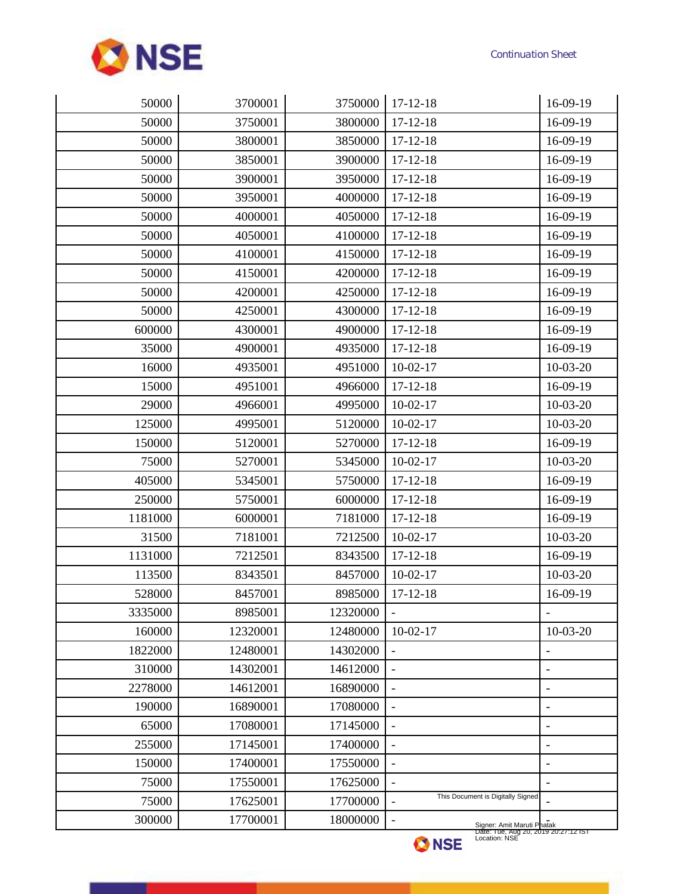| | | | | |
|---|---|---|---|---|
| 50000 | 3700001 | 3750000 | 17-12-18 | 16-09-19 |
| 50000 | 3750001 | 3800000 | 17-12-18 | 16-09-19 |
| 50000 | 3800001 | 3850000 | 17-12-18 | 16-09-19 |
| 50000 | 3850001 | 3900000 | 17-12-18 | 16-09-19 |
| 50000 | 3900001 | 3950000 | 17-12-18 | 16-09-19 |
| 50000 | 3950001 | 4000000 | 17-12-18 | 16-09-19 |
| 50000 | 4000001 | 4050000 | 17-12-18 | 16-09-19 |
| 50000 | 4050001 | 4100000 | 17-12-18 | 16-09-19 |
| 50000 | 4100001 | 4150000 | 17-12-18 | 16-09-19 |
| 50000 | 4150001 | 4200000 | 17-12-18 | 16-09-19 |
| 50000 | 4200001 | 4250000 | 17-12-18 | 16-09-19 |
| 50000 | 4250001 | 4300000 | 17-12-18 | 16-09-19 |
| 600000 | 4300001 | 4900000 | 17-12-18 | 16-09-19 |
| 35000 | 4900001 | 4935000 | 17-12-18 | 16-09-19 |
| 16000 | 4935001 | 4951000 | 10-02-17 | 10-03-20 |
| 15000 | 4951001 | 4966000 | 17-12-18 | 16-09-19 |
| 29000 | 4966001 | 4995000 | 10-02-17 | 10-03-20 |
| 125000 | 4995001 | 5120000 | 10-02-17 | 10-03-20 |
| 150000 | 5120001 | 5270000 | 17-12-18 | 16-09-19 |
| 75000 | 5270001 | 5345000 | 10-02-17 | 10-03-20 |
| 405000 | 5345001 | 5750000 | 17-12-18 | 16-09-19 |
| 250000 | 5750001 | 6000000 | 17-12-18 | 16-09-19 |
| 1181000 | 6000001 | 7181000 | 17-12-18 | 16-09-19 |
| 31500 | 7181001 | 7212500 | 10-02-17 | 10-03-20 |
| 1131000 | 7212501 | 8343500 | 17-12-18 | 16-09-19 |
| 113500 | 8343501 | 8457000 | 10-02-17 | 10-03-20 |
| 528000 | 8457001 | 8985000 | 17-12-18 | 16-09-19 |
| 3335000 | 8985001 | 12320000 | - | - |
| 160000 | 12320001 | 12480000 | 10-02-17 | 10-03-20 |
| 1822000 | 12480001 | 14302000 | - | - |
| 310000 | 14302001 | 14612000 | - | - |
| 2278000 | 14612001 | 16890000 | - | - |
| 190000 | 16890001 | 17080000 | - | - |
| 65000 | 17080001 | 17145000 | - | - |
| 255000 | 17145001 | 17400000 | - | - |
| 150000 | 17400001 | 17550000 | - | - |
| 75000 | 17550001 | 17625000 | - | - |
| 75000 | 17625001 | 17700000 | - | - |
| 300000 | 17700001 | 18000000 | - | - |

This Document is Digitally Signed

Signer: Amit Maruti Phatak
Date: Tue, Aug 20, 2019 20:27:12 IST
Location: NSE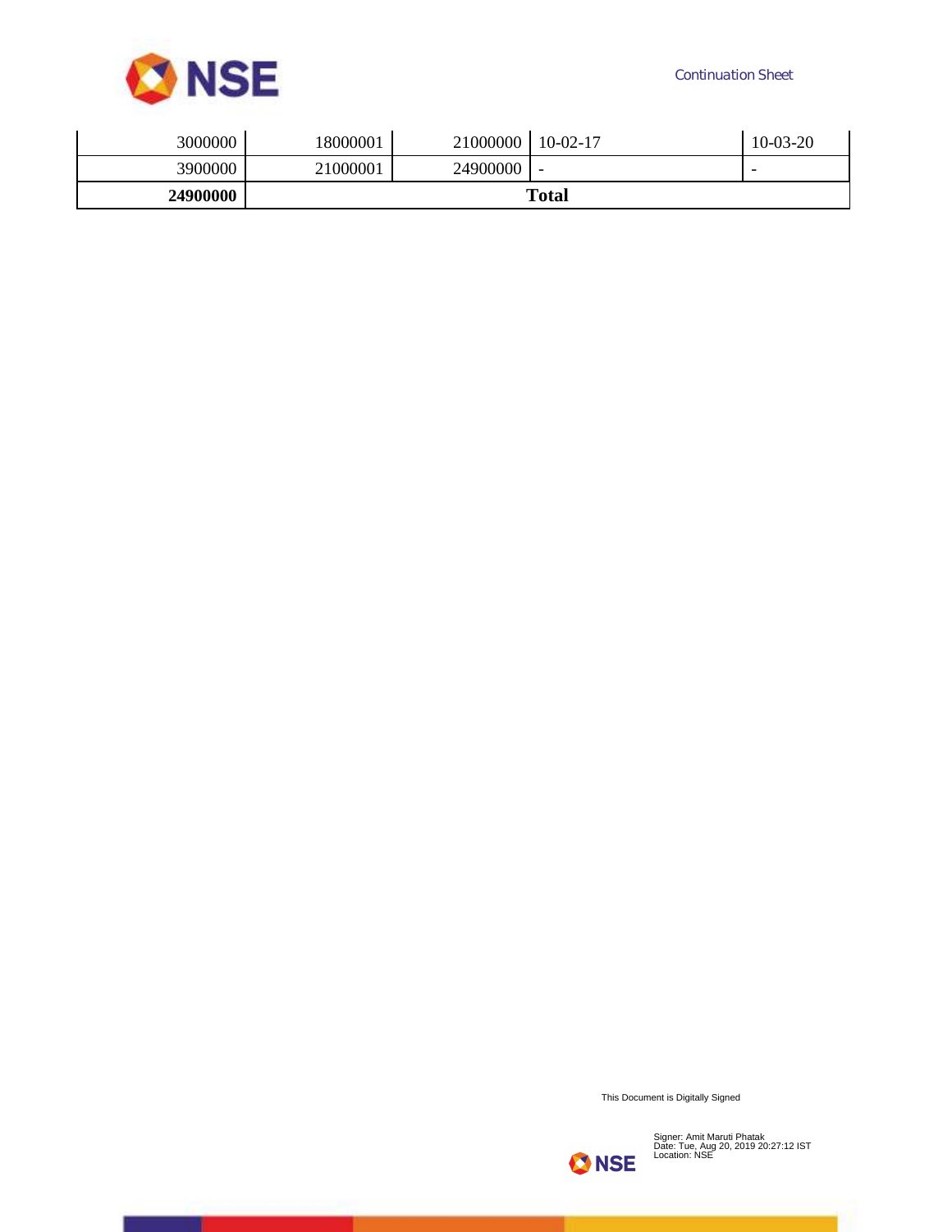Continuation Sheet

| | | | | |
|---|---|---|---|---|
| 3000000 | 18000001 | 21000000 | 10-02-17 | 10-03-20 |
| 3900000 | 21000001 | 24900000 | - | - |
| **24900000** | **Total** | | | |

This Document is Digitally Signed

Signer: Amit Maruti Phatak
Date: Tue, Aug 20, 2019 20:27:12 IST
Location: NSE